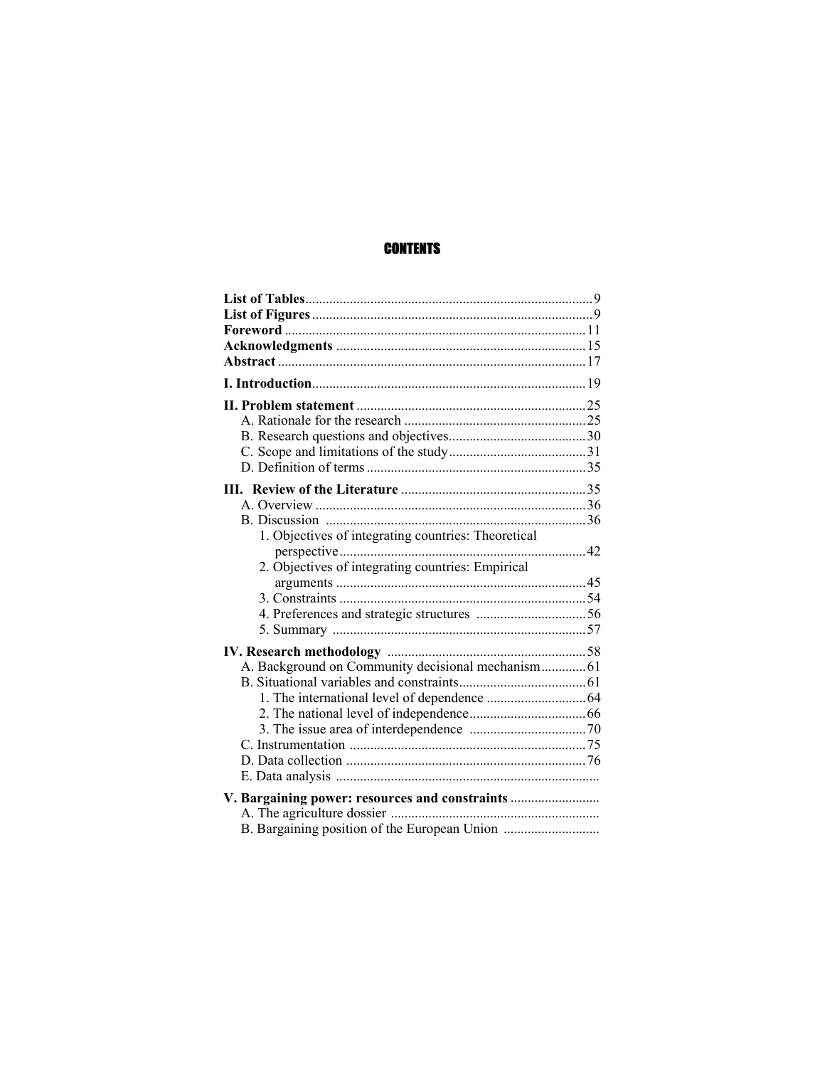# CONTENTS

**List of Tables** ..................................................................................9
**List of Figures** ................................................................................9
**Foreword** ......................................................................................11
**Acknowledgments** .......................................................................15
**Abstract** ........................................................................................17

**I. Introduction**..............................................................................19

**II. Problem statement** .................................................................25
- A. Rationale for the research ....................................................25
- B. Research questions and objectives........................................30
- C. Scope and limitations of the study........................................31
- D. Definition of terms ...............................................................35

**III. Review of the Literature** .....................................................35
- A. Overview ..............................................................................36
- B. Discussion ...........................................................................36
  - 1. Objectives of integrating countries: Theoretical perspective.......................................................................42
  - 2. Objectives of integrating countries: Empirical arguments ........................................................................45
  - 3. Constraints .......................................................................54
  - 4. Preferences and strategic structures ................................56
  - 5. Summary .........................................................................57

**IV. Research methodology** .........................................................58
- A. Background on Community decisional mechanism.............61
- B. Situational variables and constraints....................................61
  - 1. The international level of dependence .............................64
  - 2. The national level of independence..................................66
  - 3. The issue area of interdependence ..................................70
- C. Instrumentation ....................................................................75
- D. Data collection .....................................................................76
- E. Data analysis ............................................................................

**V. Bargaining power: resources and constraints** .........................
- A. The agriculture dossier ............................................................
- B. Bargaining position of the European Union ...........................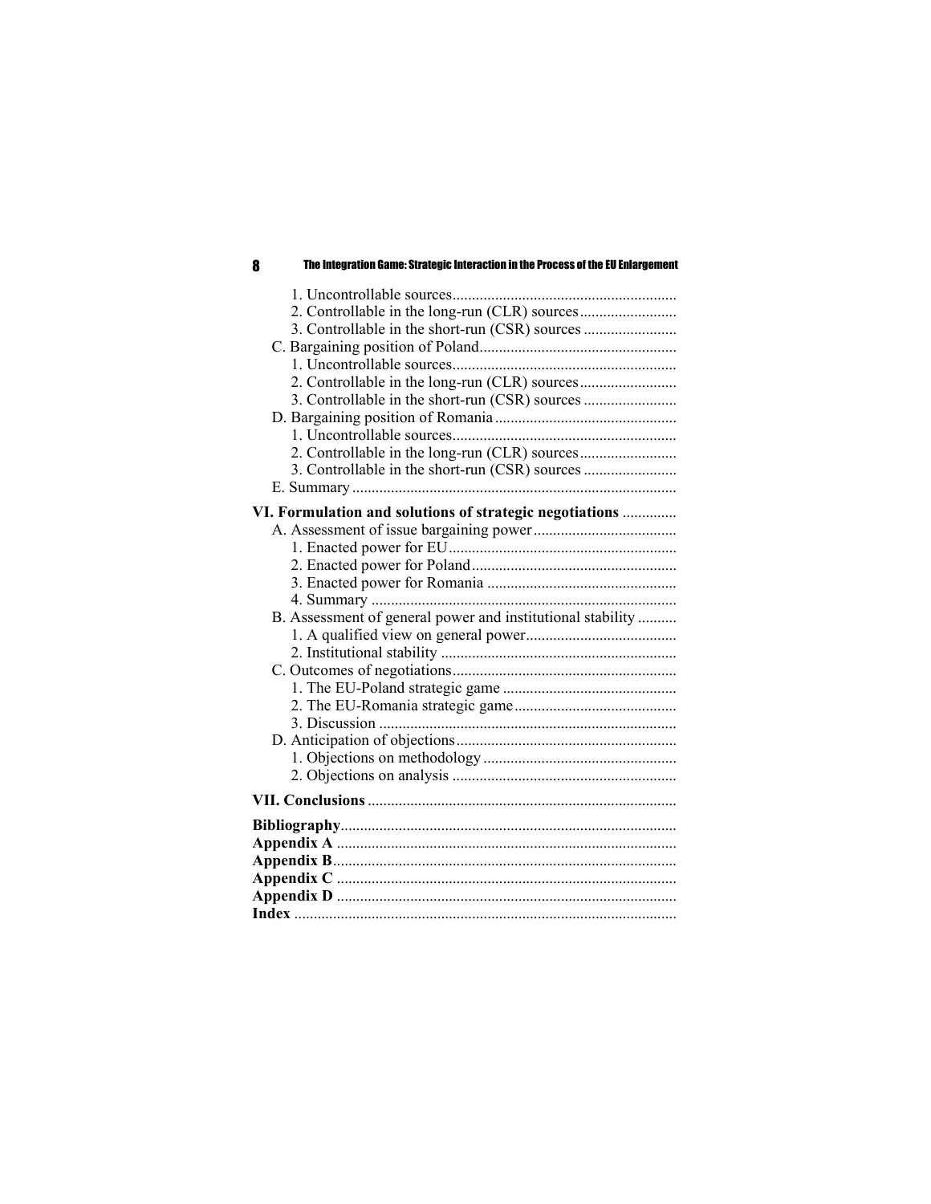1. Uncontrollable sources
2. Controllable in the long-run (CLR) sources
3. Controllable in the short-run (CSR) sources

C. Bargaining position of Poland

1. Uncontrollable sources
2. Controllable in the long-run (CLR) sources
3. Controllable in the short-run (CSR) sources

D. Bargaining position of Romania

1. Uncontrollable sources
2. Controllable in the long-run (CLR) sources
3. Controllable in the short-run (CSR) sources

E. Summary

**VI. Formulation and solutions of strategic negotiations**

A. Assessment of issue bargaining power

1. Enacted power for EU
2. Enacted power for Poland
3. Enacted power for Romania
4. Summary

B. Assessment of general power and institutional stability

1. A qualified view on general power
2. Institutional stability

C. Outcomes of negotiations

1. The EU-Poland strategic game
2. The EU-Romania strategic game
3. Discussion

D. Anticipation of objections

1. Objections on methodology
2. Objections on analysis

**VII. Conclusions**

**Bibliography**

**Appendix A**

**Appendix B**

**Appendix C**

**Appendix D**

**Index**